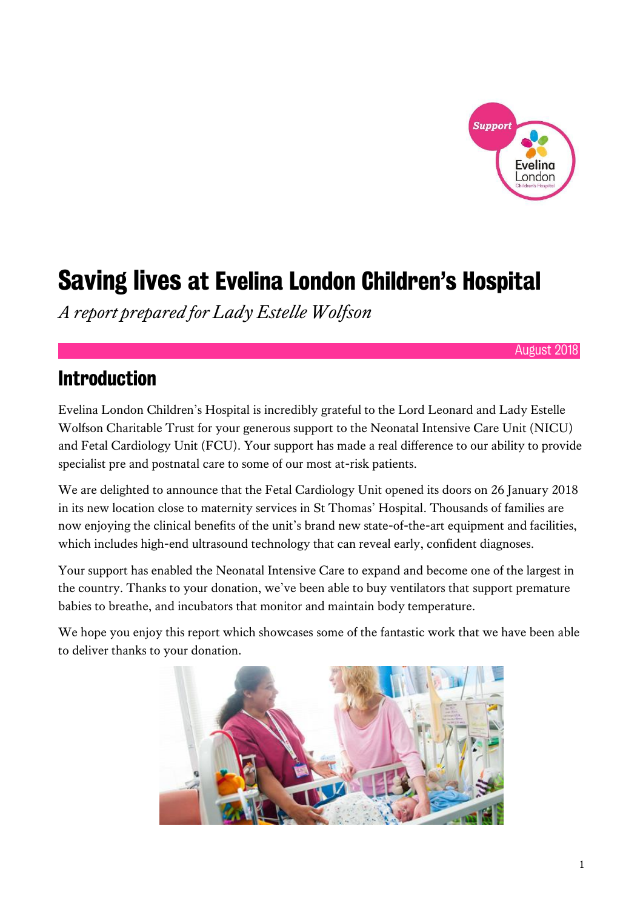# Saving lives at Evelina London Children's Hospital

*A report prepared for Lady Estelle Wolfson*

August 2018

## Introduction

Evelina London Children's Hospital is incredibly grateful to the Lord Leonard and Lady Estelle Wolfson Charitable Trust for your generous support to the Neonatal Intensive Care Unit (NICU) and Fetal Cardiology Unit (FCU). Your support has made a real difference to our ability to provide specialist pre and postnatal care to some of our most at-risk patients.

We are delighted to announce that the Fetal Cardiology Unit opened its doors on 26 January 2018 in its new location close to maternity services in St Thomas' Hospital. Thousands of families are now enjoying the clinical benefits of the unit's brand new state-of-the-art equipment and facilities, which includes high-end ultrasound technology that can reveal early, confident diagnoses.

Your support has enabled the Neonatal Intensive Care to expand and become one of the largest in the country. Thanks to your donation, we've been able to buy ventilators that support premature babies to breathe, and incubators that monitor and maintain body temperature.

We hope you enjoy this report which showcases some of the fantastic work that we have been able to deliver thanks to your donation.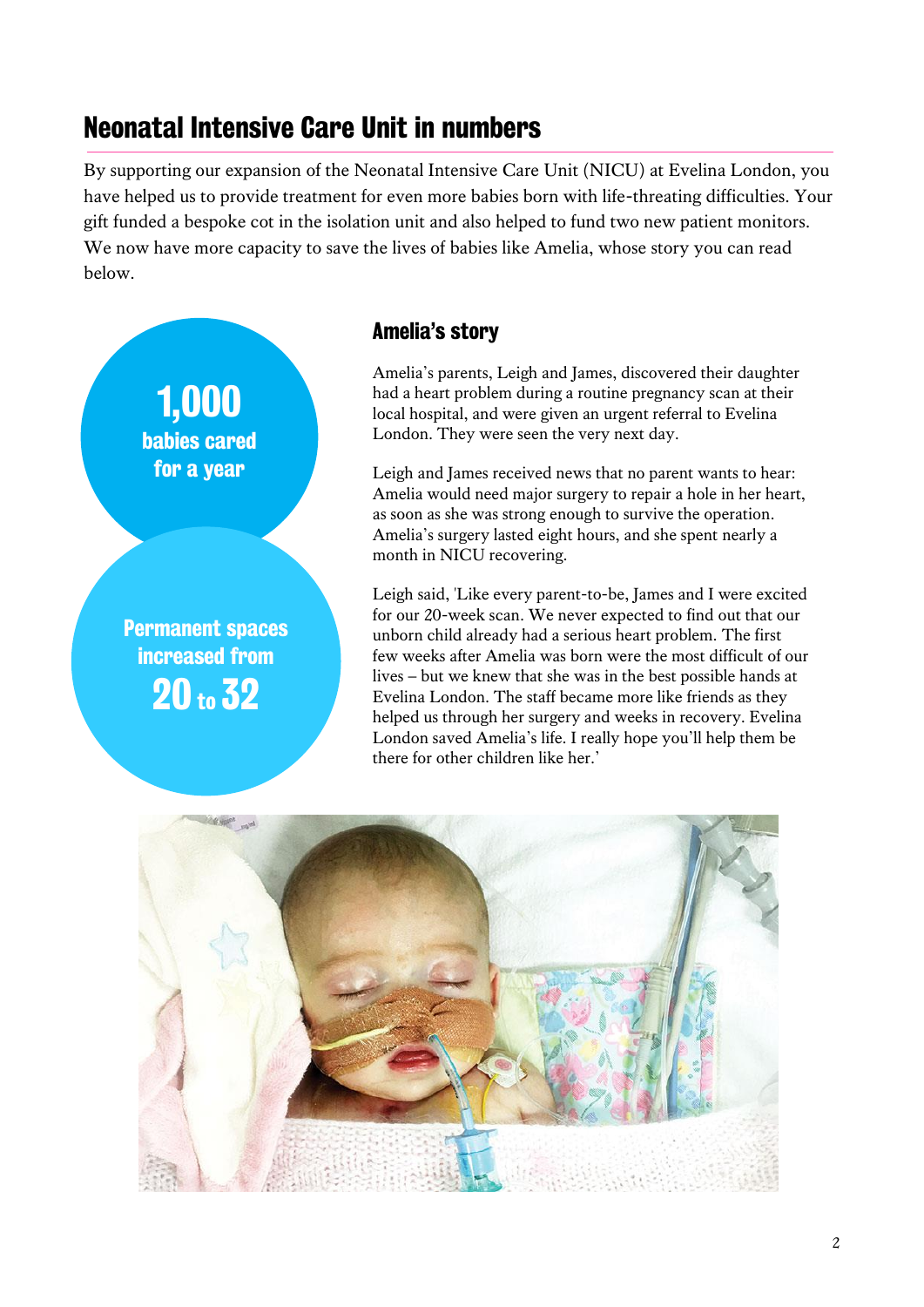# Neonatal Intensive Care Unit in numbers

By supporting our expansion of the Neonatal Intensive Care Unit (NICU) at Evelina London, you have helped us to provide treatment for even more babies born with life-threating difficulties. Your gift funded a bespoke cot in the isolation unit and also helped to fund two new patient monitors. We now have more capacity to save the lives of babies like Amelia, whose story you can read below.

**1,000**
**babies cared for a year**

**Permanent spaces increased from**
**20 to 32**

## Amelia's story

Amelia's parents, Leigh and James, discovered their daughter had a heart problem during a routine pregnancy scan at their local hospital, and were given an urgent referral to Evelina London. They were seen the very next day.

Leigh and James received news that no parent wants to hear: Amelia would need major surgery to repair a hole in her heart, as soon as she was strong enough to survive the operation. Amelia's surgery lasted eight hours, and she spent nearly a month in NICU recovering.

Leigh said, 'Like every parent-to-be, James and I were excited for our 20-week scan. We never expected to find out that our unborn child already had a serious heart problem. The first few weeks after Amelia was born were the most difficult of our lives – but we knew that she was in the best possible hands at Evelina London. The staff became more like friends as they helped us through her surgery and weeks in recovery. Evelina London saved Amelia's life. I really hope you'll help them be there for other children like her.'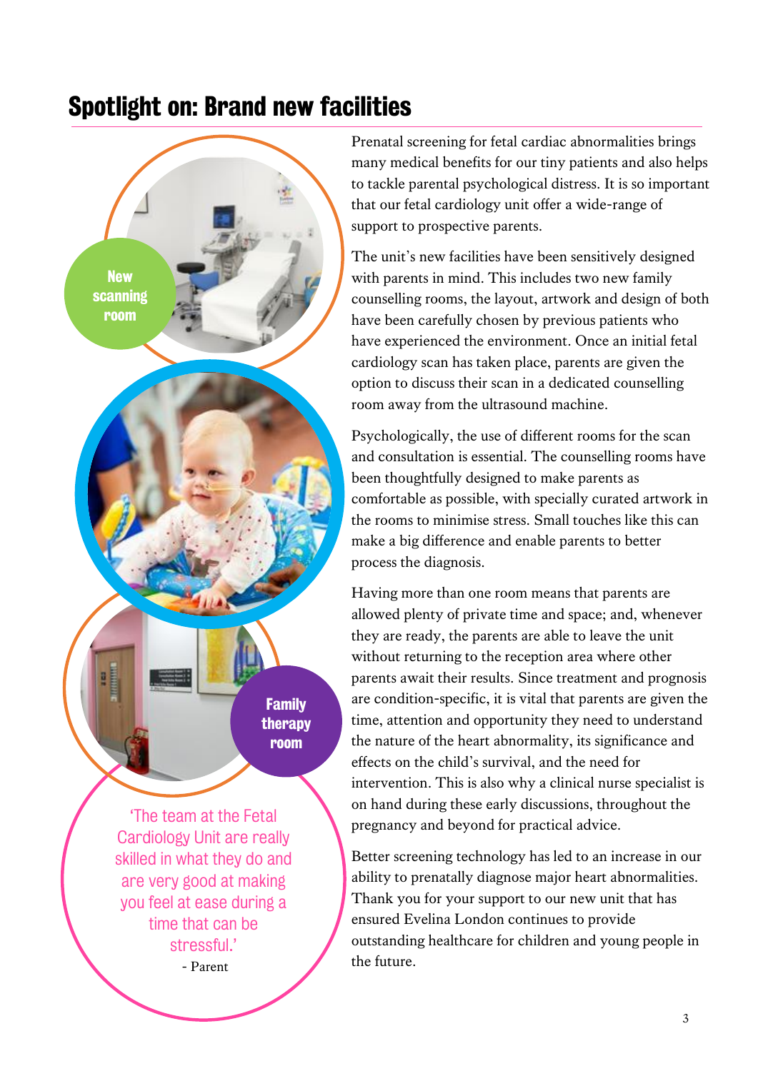# Spotlight on: Brand new facilities

New scanning room

Family therapy room

'The team at the Fetal Cardiology Unit are really skilled in what they do and are very good at making you feel at ease during a time that can be stressful.'

- Parent

Prenatal screening for fetal cardiac abnormalities brings many medical benefits for our tiny patients and also helps to tackle parental psychological distress. It is so important that our fetal cardiology unit offer a wide-range of support to prospective parents.

The unit's new facilities have been sensitively designed with parents in mind. This includes two new family counselling rooms, the layout, artwork and design of both have been carefully chosen by previous patients who have experienced the environment. Once an initial fetal cardiology scan has taken place, parents are given the option to discuss their scan in a dedicated counselling room away from the ultrasound machine.

Psychologically, the use of different rooms for the scan and consultation is essential. The counselling rooms have been thoughtfully designed to make parents as comfortable as possible, with specially curated artwork in the rooms to minimise stress. Small touches like this can make a big difference and enable parents to better process the diagnosis.

Having more than one room means that parents are allowed plenty of private time and space; and, whenever they are ready, the parents are able to leave the unit without returning to the reception area where other parents await their results. Since treatment and prognosis are condition-specific, it is vital that parents are given the time, attention and opportunity they need to understand the nature of the heart abnormality, its significance and effects on the child's survival, and the need for intervention. This is also why a clinical nurse specialist is on hand during these early discussions, throughout the pregnancy and beyond for practical advice.

Better screening technology has led to an increase in our ability to prenatally diagnose major heart abnormalities. Thank you for your support to our new unit that has ensured Evelina London continues to provide outstanding healthcare for children and young people in the future.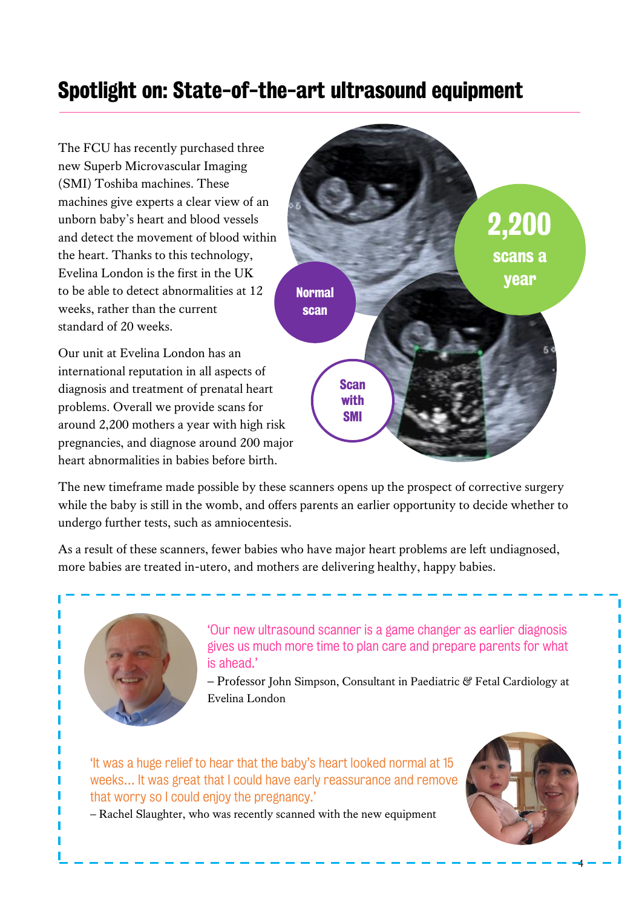# Spotlight on: State-of-the-art ultrasound equipment

The FCU has recently purchased three new Superb Microvascular Imaging (SMI) Toshiba machines. These machines give experts a clear view of an unborn baby's heart and blood vessels and detect the movement of blood within the heart. Thanks to this technology, Evelina London is the first in the UK to be able to detect abnormalities at 12 weeks, rather than the current standard of 20 weeks.

Our unit at Evelina London has an international reputation in all aspects of diagnosis and treatment of prenatal heart problems. Overall we provide scans for around 2,200 mothers a year with high risk pregnancies, and diagnose around 200 major heart abnormalities in babies before birth.

**2,200 scans a year**

Normal scan

Scan with SMI

The new timeframe made possible by these scanners opens up the prospect of corrective surgery while the baby is still in the womb, and offers parents an earlier opportunity to decide whether to undergo further tests, such as amniocentesis.

As a result of these scanners, fewer babies who have major heart problems are left undiagnosed, more babies are treated in-utero, and mothers are delivering healthy, happy babies.

> 'Our new ultrasound scanner is a game changer as earlier diagnosis gives us much more time to plan care and prepare parents for what is ahead.'
>
> – Professor John Simpson, Consultant in Paediatric & Fetal Cardiology at Evelina London

> 'It was a huge relief to hear that the baby's heart looked normal at 15 weeks... It was great that I could have early reassurance and remove that worry so I could enjoy the pregnancy.'
>
> – Rachel Slaughter, who was recently scanned with the new equipment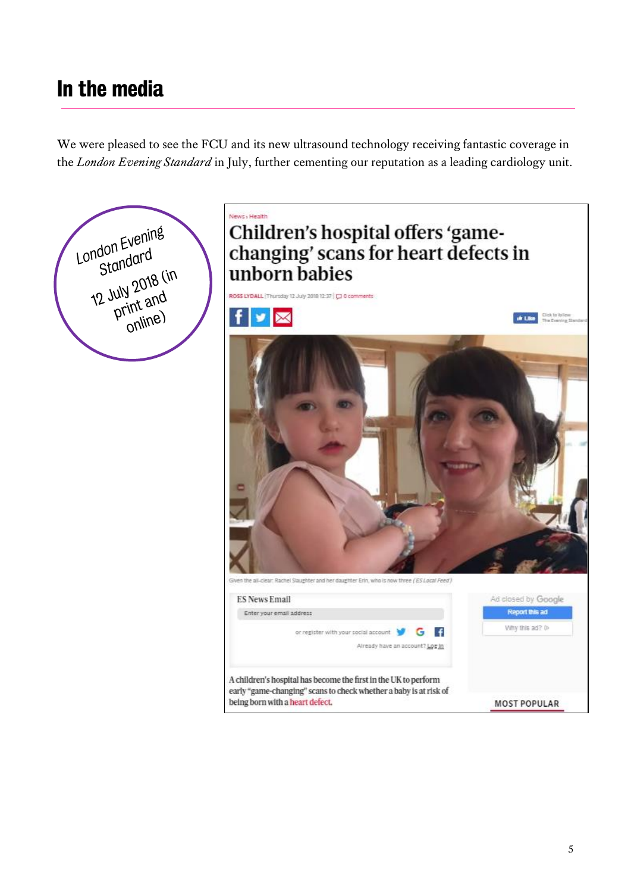# In the media

We were pleased to see the FCU and its new ultrasound technology receiving fantastic coverage in the *London Evening Standard* in July, further cementing our reputation as a leading cardiology unit.

London Evening Standard
12 July 2018 (in print and online)

News › Health

## Children's hospital offers 'game-changing' scans for heart defects in unborn babies

ROSS LYDALL | Thursday 12 July 2018 12:37 | 0 comments

Given the all-clear: Rachel Slaughter and her daughter Erin, who is now three (*ES Local Feed*)

A children's hospital has become the first in the UK to perform early "game-changing" scans to check whether a baby is at risk of being born with a heart defect.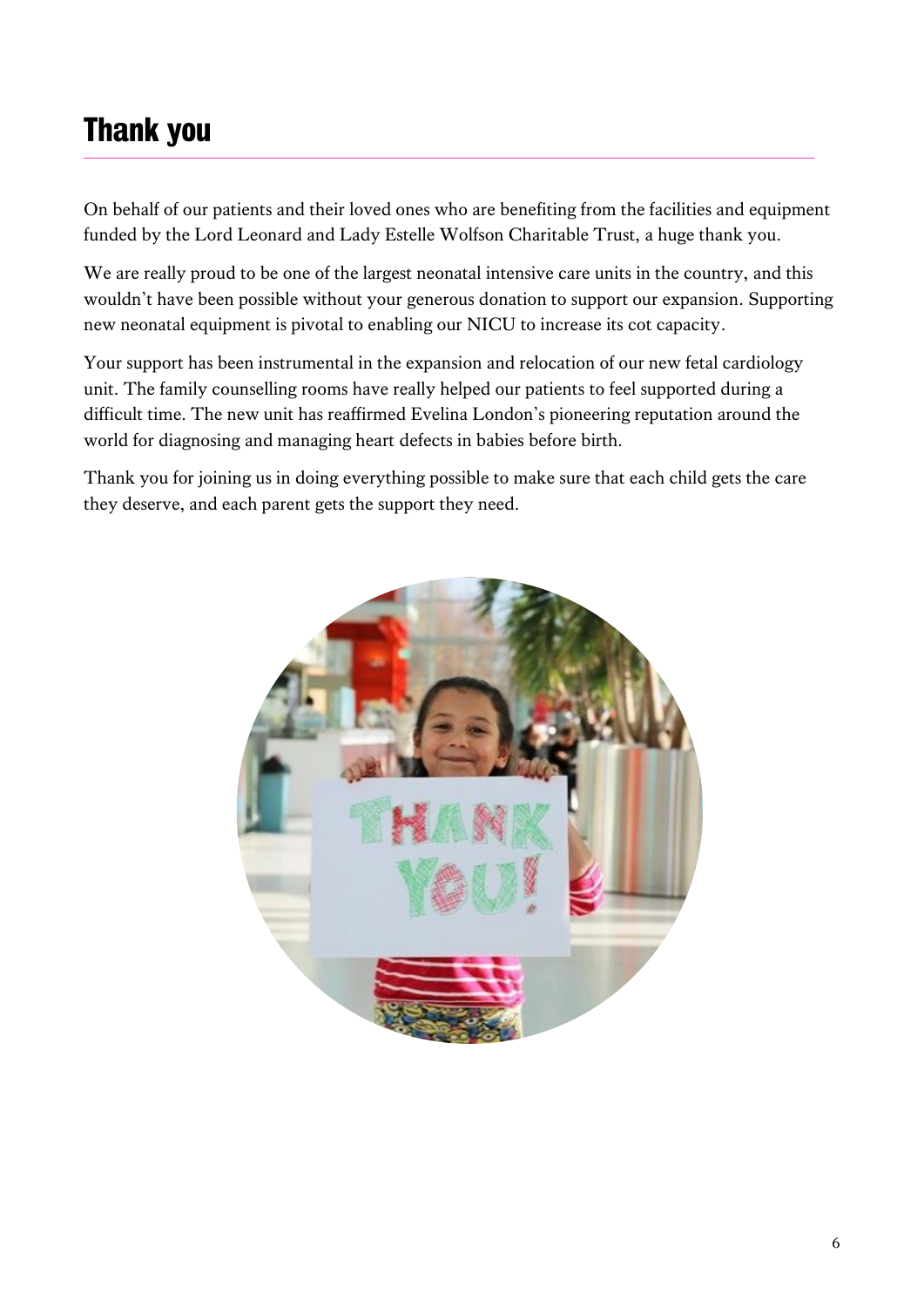# Thank you

On behalf of our patients and their loved ones who are benefiting from the facilities and equipment funded by the Lord Leonard and Lady Estelle Wolfson Charitable Trust, a huge thank you.

We are really proud to be one of the largest neonatal intensive care units in the country, and this wouldn't have been possible without your generous donation to support our expansion. Supporting new neonatal equipment is pivotal to enabling our NICU to increase its cot capacity.

Your support has been instrumental in the expansion and relocation of our new fetal cardiology unit. The family counselling rooms have really helped our patients to feel supported during a difficult time. The new unit has reaffirmed Evelina London's pioneering reputation around the world for diagnosing and managing heart defects in babies before birth.

Thank you for joining us in doing everything possible to make sure that each child gets the care they deserve, and each parent gets the support they need.